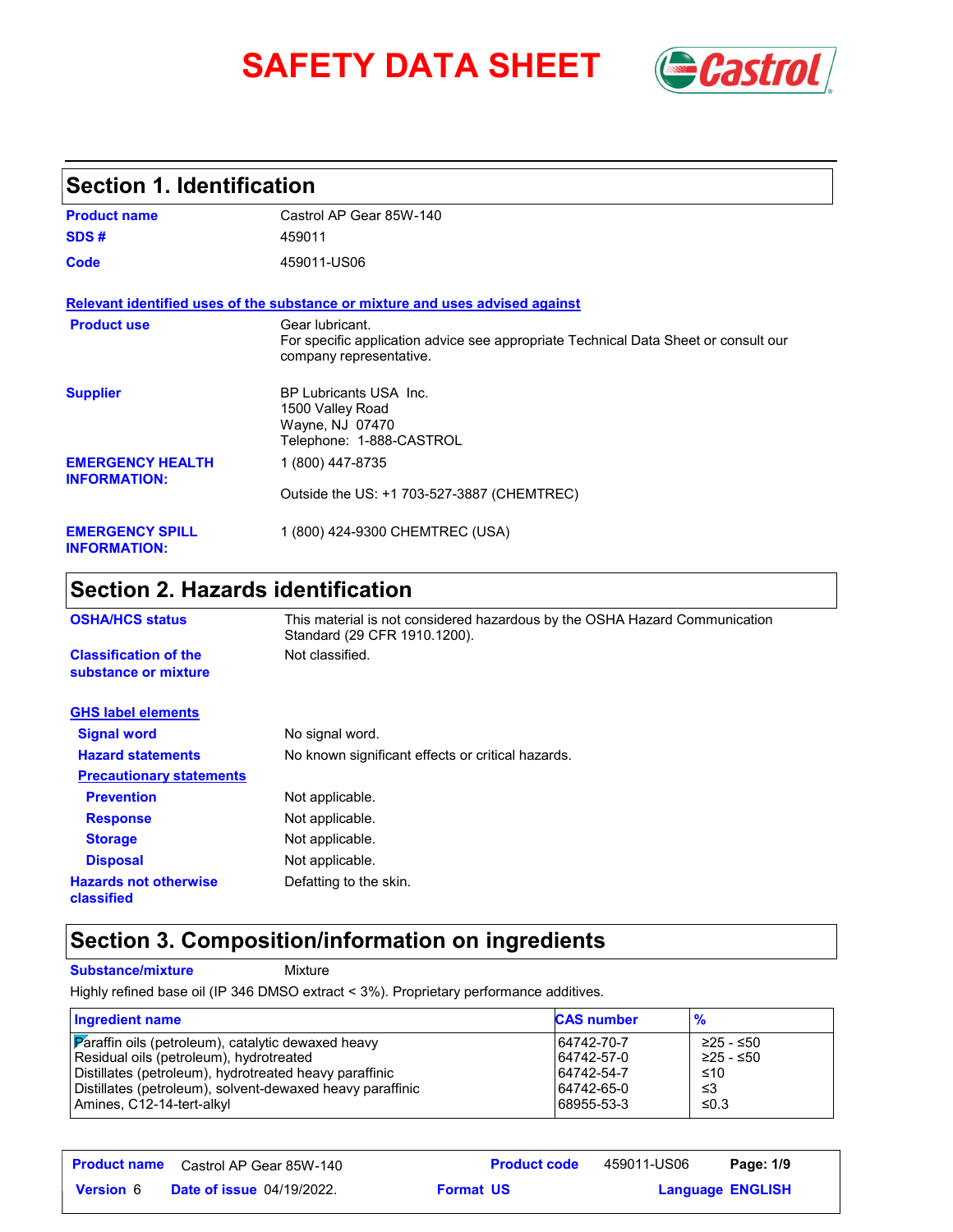# SAFETY DATA SHEET

## Section 1. Identification

| | |
|---|---|
| **Product name** | Castrol AP Gear 85W-140 |
| **SDS #** | 459011 |
| **Code** | 459011-US06 |

**Relevant identified uses of the substance or mixture and uses advised against**

| | |
|---|---|
| **Product use** | Gear lubricant.<br>For specific application advice see appropriate Technical Data Sheet or consult our company representative. |
| **Supplier** | BP Lubricants USA Inc.<br>1500 Valley Road<br>Wayne, NJ 07470<br>Telephone: 1-888-CASTROL |
| **EMERGENCY HEALTH INFORMATION:** | 1 (800) 447-8735<br><br>Outside the US: +1 703-527-3887 (CHEMTREC) |
| **EMERGENCY SPILL INFORMATION:** | 1 (800) 424-9300 CHEMTREC (USA) |

## Section 2. Hazards identification

| | |
|---|---|
| **OSHA/HCS status** | This material is not considered hazardous by the OSHA Hazard Communication Standard (29 CFR 1910.1200). |
| **Classification of the substance or mixture** | Not classified. |

**GHS label elements**

| | |
|---|---|
| **Signal word** | No signal word. |
| **Hazard statements** | No known significant effects or critical hazards. |

**Precautionary statements**

| | |
|---|---|
| **Prevention** | Not applicable. |
| **Response** | Not applicable. |
| **Storage** | Not applicable. |
| **Disposal** | Not applicable. |
| **Hazards not otherwise classified** | Defatting to the skin. |

## Section 3. Composition/information on ingredients

**Substance/mixture** Mixture

Highly refined base oil (IP 346 DMSO extract < 3%). Proprietary performance additives.

| Ingredient name | CAS number | % |
|---|---|---|
| Paraffin oils (petroleum), catalytic dewaxed heavy | 64742-70-7 | ≥25 - ≤50 |
| Residual oils (petroleum), hydrotreated | 64742-57-0 | ≥25 - ≤50 |
| Distillates (petroleum), hydrotreated heavy paraffinic | 64742-54-7 | ≤10 |
| Distillates (petroleum), solvent-dewaxed heavy paraffinic | 64742-65-0 | ≤3 |
| Amines, C12-14-tert-alkyl | 68955-53-3 | ≤0.3 |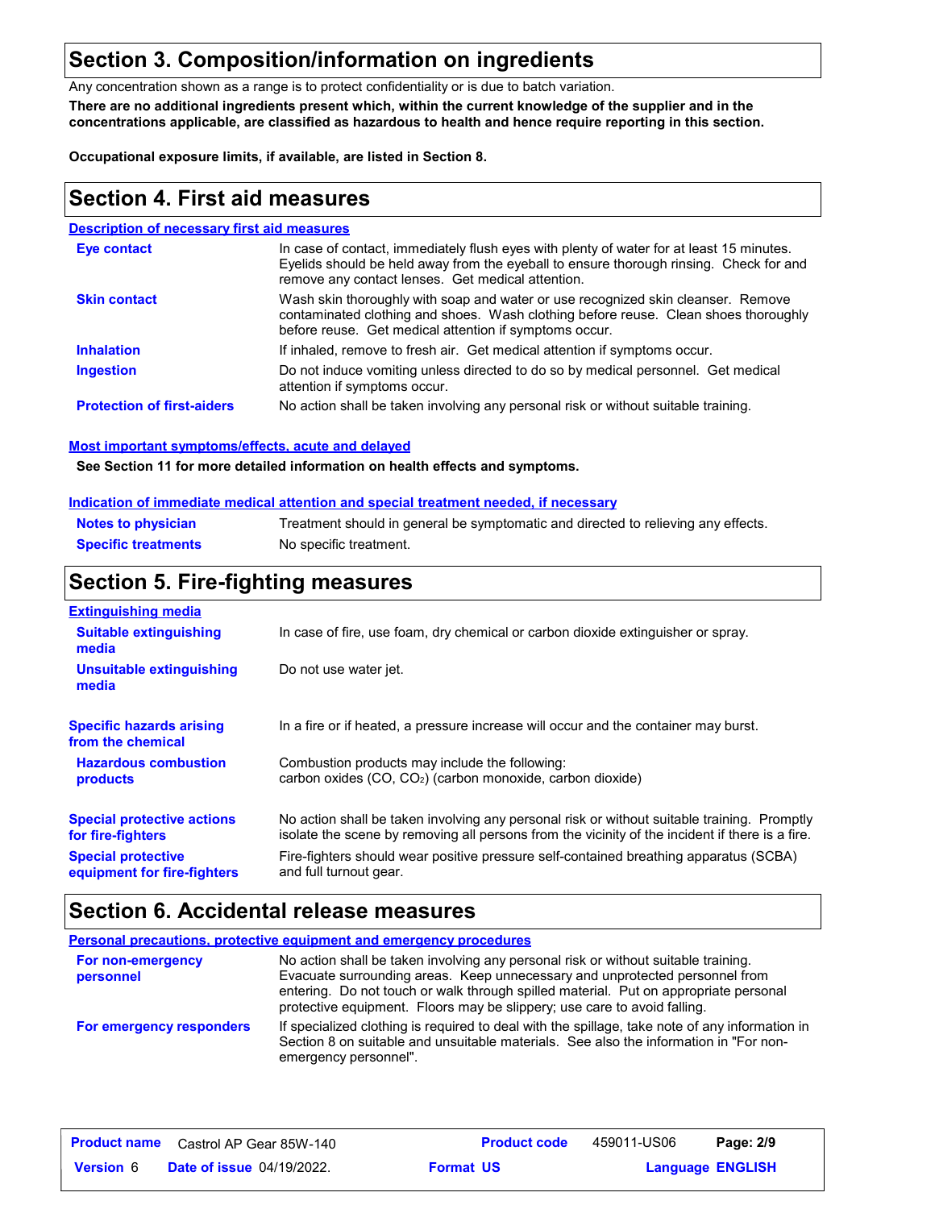# Section 3. Composition/information on ingredients

Any concentration shown as a range is to protect confidentiality or is due to batch variation.

**There are no additional ingredients present which, within the current knowledge of the supplier and in the concentrations applicable, are classified as hazardous to health and hence require reporting in this section.**

**Occupational exposure limits, if available, are listed in Section 8.**

# Section 4. First aid measures

## Description of necessary first aid measures

| | |
|---|---|
| **Eye contact** | In case of contact, immediately flush eyes with plenty of water for at least 15 minutes. Eyelids should be held away from the eyeball to ensure thorough rinsing. Check for and remove any contact lenses. Get medical attention. |
| **Skin contact** | Wash skin thoroughly with soap and water or use recognized skin cleanser. Remove contaminated clothing and shoes. Wash clothing before reuse. Clean shoes thoroughly before reuse. Get medical attention if symptoms occur. |
| **Inhalation** | If inhaled, remove to fresh air. Get medical attention if symptoms occur. |
| **Ingestion** | Do not induce vomiting unless directed to do so by medical personnel. Get medical attention if symptoms occur. |
| **Protection of first-aiders** | No action shall be taken involving any personal risk or without suitable training. |

## Most important symptoms/effects, acute and delayed

**See Section 11 for more detailed information on health effects and symptoms.**

## Indication of immediate medical attention and special treatment needed, if necessary

| | |
|---|---|
| **Notes to physician** | Treatment should in general be symptomatic and directed to relieving any effects. |
| **Specific treatments** | No specific treatment. |

# Section 5. Fire-fighting measures

## Extinguishing media

| | |
|---|---|
| **Suitable extinguishing media** | In case of fire, use foam, dry chemical or carbon dioxide extinguisher or spray. |
| **Unsuitable extinguishing media** | Do not use water jet. |
| **Specific hazards arising from the chemical** | In a fire or if heated, a pressure increase will occur and the container may burst. |
| **Hazardous combustion products** | Combustion products may include the following: carbon oxides (CO, $CO_2$) (carbon monoxide, carbon dioxide) |
| **Special protective actions for fire-fighters** | No action shall be taken involving any personal risk or without suitable training. Promptly isolate the scene by removing all persons from the vicinity of the incident if there is a fire. |
| **Special protective equipment for fire-fighters** | Fire-fighters should wear positive pressure self-contained breathing apparatus (SCBA) and full turnout gear. |

# Section 6. Accidental release measures

## Personal precautions, protective equipment and emergency procedures

| | |
|---|---|
| **For non-emergency personnel** | No action shall be taken involving any personal risk or without suitable training. Evacuate surrounding areas. Keep unnecessary and unprotected personnel from entering. Do not touch or walk through spilled material. Put on appropriate personal protective equipment. Floors may be slippery; use care to avoid falling. |
| **For emergency responders** | If specialized clothing is required to deal with the spillage, take note of any information in Section 8 on suitable and unsuitable materials. See also the information in "For non-emergency personnel". |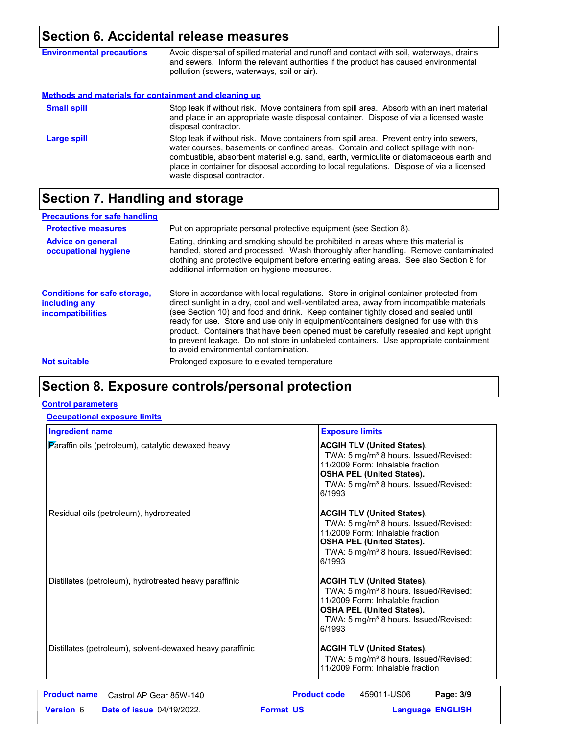## Section 6. Accidental release measures

**Environmental precautions**

Avoid dispersal of spilled material and runoff and contact with soil, waterways, drains and sewers. Inform the relevant authorities if the product has caused environmental pollution (sewers, waterways, soil or air).

### Methods and materials for containment and cleaning up

**Small spill**

Stop leak if without risk. Move containers from spill area. Absorb with an inert material and place in an appropriate waste disposal container. Dispose of via a licensed waste disposal contractor.

**Large spill**

Stop leak if without risk. Move containers from spill area. Prevent entry into sewers, water courses, basements or confined areas. Contain and collect spillage with non-combustible, absorbent material e.g. sand, earth, vermiculite or diatomaceous earth and place in container for disposal according to local regulations. Dispose of via a licensed waste disposal contractor.

## Section 7. Handling and storage

### Precautions for safe handling

**Protective measures**

Put on appropriate personal protective equipment (see Section 8).

**Advice on general occupational hygiene**

Eating, drinking and smoking should be prohibited in areas where this material is handled, stored and processed. Wash thoroughly after handling. Remove contaminated clothing and protective equipment before entering eating areas. See also Section 8 for additional information on hygiene measures.

**Conditions for safe storage, including any incompatibilities**

Store in accordance with local regulations. Store in original container protected from direct sunlight in a dry, cool and well-ventilated area, away from incompatible materials (see Section 10) and food and drink. Keep container tightly closed and sealed until ready for use. Store and use only in equipment/containers designed for use with this product. Containers that have been opened must be carefully resealed and kept upright to prevent leakage. Do not store in unlabeled containers. Use appropriate containment to avoid environmental contamination.

**Not suitable**

Prolonged exposure to elevated temperature

## Section 8. Exposure controls/personal protection

### Control parameters

#### Occupational exposure limits

| Ingredient name | Exposure limits |
|---|---|
| Paraffin oils (petroleum), catalytic dewaxed heavy | **ACGIH TLV (United States).** TWA: 5 mg/m³ 8 hours. Issued/Revised: 11/2009 Form: Inhalable fraction **OSHA PEL (United States).** TWA: 5 mg/m³ 8 hours. Issued/Revised: 6/1993 |
| Residual oils (petroleum), hydrotreated | **ACGIH TLV (United States).** TWA: 5 mg/m³ 8 hours. Issued/Revised: 11/2009 Form: Inhalable fraction **OSHA PEL (United States).** TWA: 5 mg/m³ 8 hours. Issued/Revised: 6/1993 |
| Distillates (petroleum), hydrotreated heavy paraffinic | **ACGIH TLV (United States).** TWA: 5 mg/m³ 8 hours. Issued/Revised: 11/2009 Form: Inhalable fraction **OSHA PEL (United States).** TWA: 5 mg/m³ 8 hours. Issued/Revised: 6/1993 |
| Distillates (petroleum), solvent-dewaxed heavy paraffinic | **ACGIH TLV (United States).** TWA: 5 mg/m³ 8 hours. Issued/Revised: 11/2009 Form: Inhalable fraction |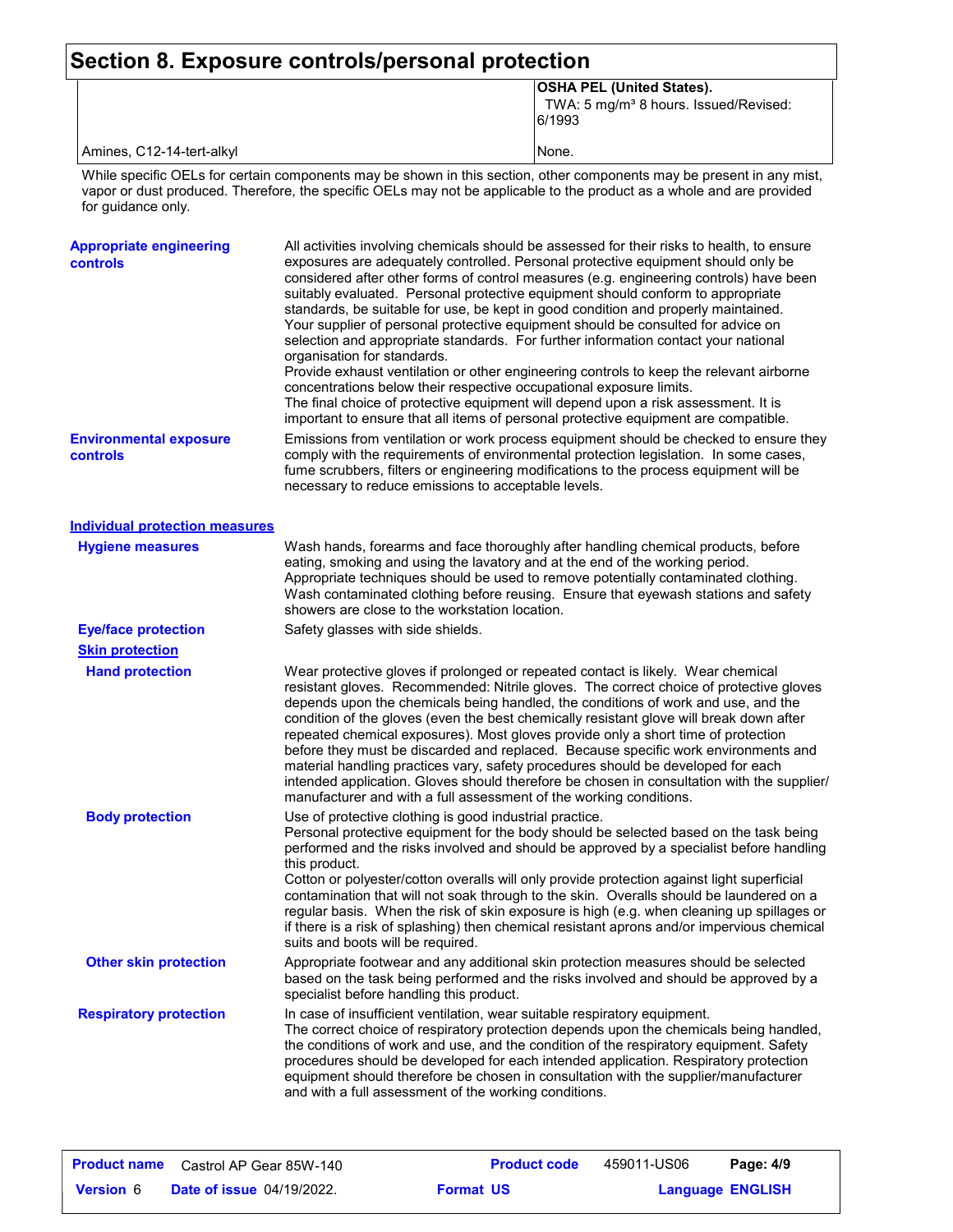# Section 8. Exposure controls/personal protection

| | |
|---|---|
| | **OSHA PEL (United States).**<br>TWA: 5 mg/m³ 8 hours. Issued/Revised: 6/1993 |
| Amines, C12-14-tert-alkyl | None. |

While specific OELs for certain components may be shown in this section, other components may be present in any mist, vapor or dust produced. Therefore, the specific OELs may not be applicable to the product as a whole and are provided for guidance only.

**Appropriate engineering controls**

All activities involving chemicals should be assessed for their risks to health, to ensure exposures are adequately controlled. Personal protective equipment should only be considered after other forms of control measures (e.g. engineering controls) have been suitably evaluated. Personal protective equipment should conform to appropriate standards, be suitable for use, be kept in good condition and properly maintained. Your supplier of personal protective equipment should be consulted for advice on selection and appropriate standards. For further information contact your national organisation for standards.
Provide exhaust ventilation or other engineering controls to keep the relevant airborne concentrations below their respective occupational exposure limits.
The final choice of protective equipment will depend upon a risk assessment. It is important to ensure that all items of personal protective equipment are compatible.

**Environmental exposure controls**

Emissions from ventilation or work process equipment should be checked to ensure they comply with the requirements of environmental protection legislation. In some cases, fume scrubbers, filters or engineering modifications to the process equipment will be necessary to reduce emissions to acceptable levels.

## Individual protection measures

**Hygiene measures**

Wash hands, forearms and face thoroughly after handling chemical products, before eating, smoking and using the lavatory and at the end of the working period. Appropriate techniques should be used to remove potentially contaminated clothing. Wash contaminated clothing before reusing. Ensure that eyewash stations and safety showers are close to the workstation location.

**Eye/face protection**

Safety glasses with side shields.

### Skin protection

**Hand protection**

Wear protective gloves if prolonged or repeated contact is likely. Wear chemical resistant gloves. Recommended: Nitrile gloves. The correct choice of protective gloves depends upon the chemicals being handled, the conditions of work and use, and the condition of the gloves (even the best chemically resistant glove will break down after repeated chemical exposures). Most gloves provide only a short time of protection before they must be discarded and replaced. Because specific work environments and material handling practices vary, safety procedures should be developed for each intended application. Gloves should therefore be chosen in consultation with the supplier/manufacturer and with a full assessment of the working conditions.

**Body protection**

Use of protective clothing is good industrial practice.
Personal protective equipment for the body should be selected based on the task being performed and the risks involved and should be approved by a specialist before handling this product.
Cotton or polyester/cotton overalls will only provide protection against light superficial contamination that will not soak through to the skin. Overalls should be laundered on a regular basis. When the risk of skin exposure is high (e.g. when cleaning up spillages or if there is a risk of splashing) then chemical resistant aprons and/or impervious chemical suits and boots will be required.

**Other skin protection**

Appropriate footwear and any additional skin protection measures should be selected based on the task being performed and the risks involved and should be approved by a specialist before handling this product.

**Respiratory protection**

In case of insufficient ventilation, wear suitable respiratory equipment.
The correct choice of respiratory protection depends upon the chemicals being handled, the conditions of work and use, and the condition of the respiratory equipment. Safety procedures should be developed for each intended application. Respiratory protection equipment should therefore be chosen in consultation with the supplier/manufacturer and with a full assessment of the working conditions.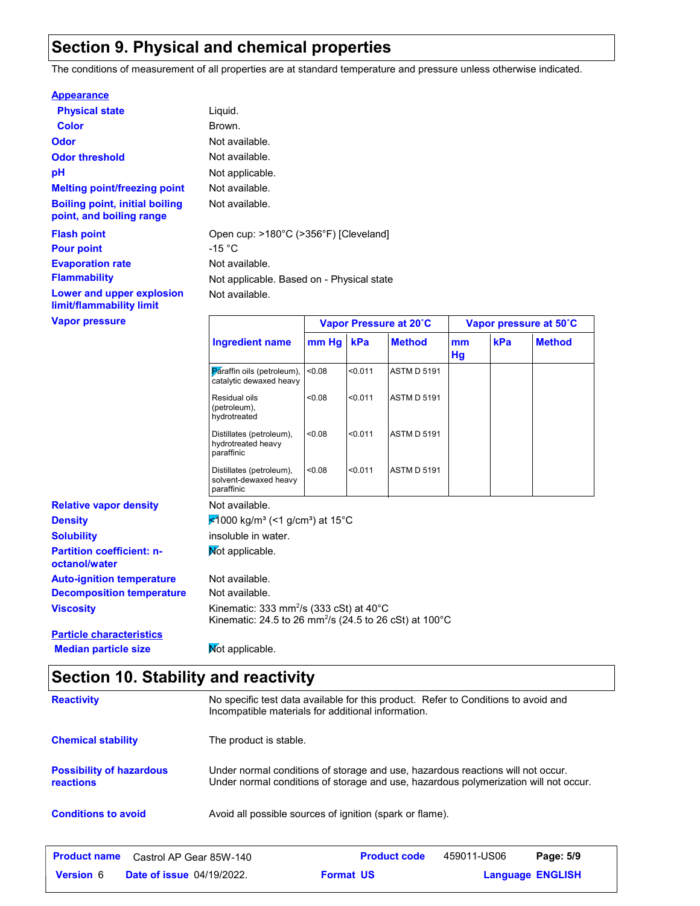## Section 9. Physical and chemical properties

The conditions of measurement of all properties are at standard temperature and pressure unless otherwise indicated.

**Appearance**

**Physical state** Liquid.

**Color** Brown.

**Odor** Not available.

**Odor threshold** Not available.

**pH** Not applicable.

**Melting point/freezing point** Not available.

**Boiling point, initial boiling point, and boiling range** Not available.

**Flash point** Open cup: >180°C (>356°F) [Cleveland]

**Pour point** -15 °C

**Evaporation rate** Not available.

**Flammability** Not applicable. Based on - Physical state

**Lower and upper explosion limit/flammability limit** Not available.

**Vapor pressure**

| Ingredient name | Vapor Pressure at 20˚C | | | Vapor pressure at 50˚C | | |
|---|---|---|---|---|---|---|
| | mm Hg | kPa | Method | mm Hg | kPa | Method |
| Paraffin oils (petroleum), catalytic dewaxed heavy | <0.08 | <0.011 | ASTM D 5191 | | | |
| Residual oils (petroleum), hydrotreated | <0.08 | <0.011 | ASTM D 5191 | | | |
| Distillates (petroleum), hydrotreated heavy paraffinic | <0.08 | <0.011 | ASTM D 5191 | | | |
| Distillates (petroleum), solvent-dewaxed heavy paraffinic | <0.08 | <0.011 | ASTM D 5191 | | | |

**Relative vapor density** Not available.

**Density** <1000 kg/m³ (<1 g/cm³) at 15°C

**Solubility** insoluble in water.

**Partition coefficient: n-octanol/water** Not applicable.

**Auto-ignition temperature** Not available.

**Decomposition temperature** Not available.

**Viscosity** Kinematic: 333 mm²/s (333 cSt) at 40°C
Kinematic: 24.5 to 26 mm²/s (24.5 to 26 cSt) at 100°C

**Particle characteristics**

**Median particle size** Not applicable.

## Section 10. Stability and reactivity

**Reactivity** No specific test data available for this product. Refer to Conditions to avoid and Incompatible materials for additional information.

**Chemical stability** The product is stable.

**Possibility of hazardous reactions** Under normal conditions of storage and use, hazardous reactions will not occur.
Under normal conditions of storage and use, hazardous polymerization will not occur.

**Conditions to avoid** Avoid all possible sources of ignition (spark or flame).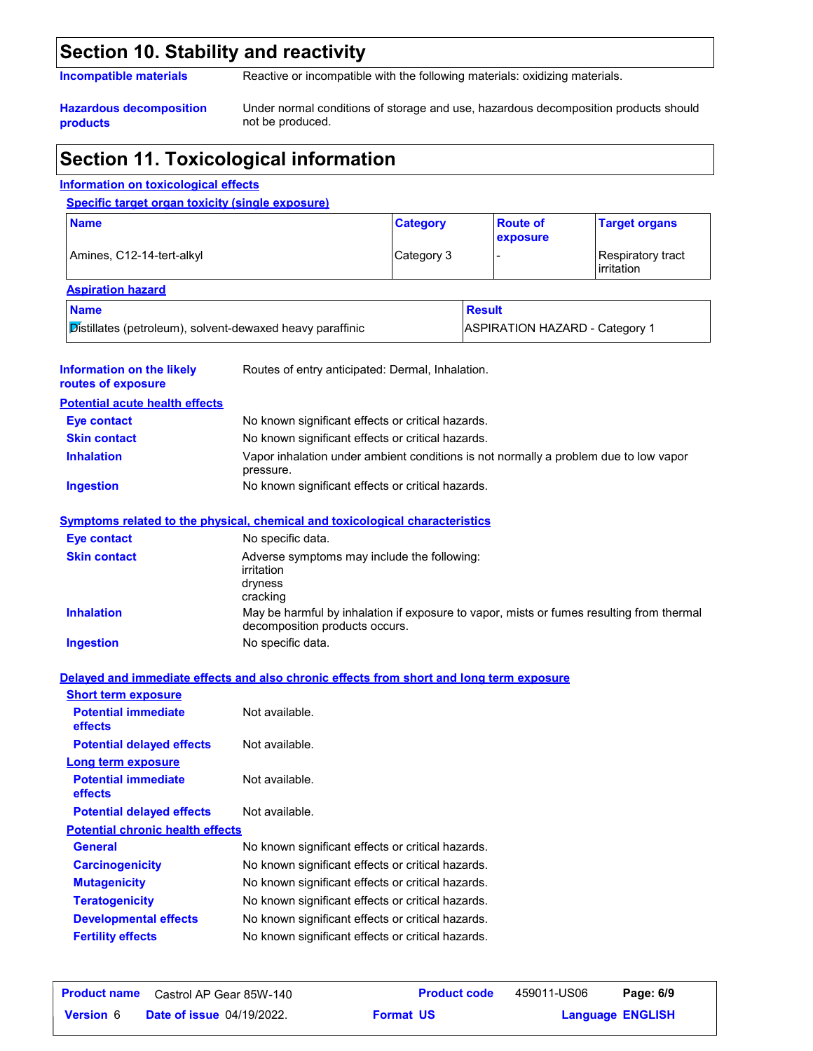## Section 10. Stability and reactivity

**Incompatible materials**: Reactive or incompatible with the following materials: oxidizing materials.

**Hazardous decomposition products**: Under normal conditions of storage and use, hazardous decomposition products should not be produced.

## Section 11. Toxicological information

### Information on toxicological effects

#### Specific target organ toxicity (single exposure)

| Name | Category | Route of exposure | Target organs |
|---|---|---|---|
| Amines, C12-14-tert-alkyl | Category 3 | - | Respiratory tract irritation |

#### Aspiration hazard

| Name | Result |
|---|---|
| Distillates (petroleum), solvent-dewaxed heavy paraffinic | ASPIRATION HAZARD - Category 1 |

**Information on the likely routes of exposure**: Routes of entry anticipated: Dermal, Inhalation.

#### Potential acute health effects

**Eye contact**: No known significant effects or critical hazards.

**Skin contact**: No known significant effects or critical hazards.

**Inhalation**: Vapor inhalation under ambient conditions is not normally a problem due to low vapor pressure.

**Ingestion**: No known significant effects or critical hazards.

#### Symptoms related to the physical, chemical and toxicological characteristics

**Eye contact**: No specific data.

**Skin contact**: Adverse symptoms may include the following:
irritation
dryness
cracking

**Inhalation**: May be harmful by inhalation if exposure to vapor, mists or fumes resulting from thermal decomposition products occurs.

**Ingestion**: No specific data.

#### Delayed and immediate effects and also chronic effects from short and long term exposure

**Short term exposure**

**Potential immediate effects**: Not available.

**Potential delayed effects**: Not available.

**Long term exposure**

**Potential immediate effects**: Not available.

**Potential delayed effects**: Not available.

**Potential chronic health effects**

**General**: No known significant effects or critical hazards.

**Carcinogenicity**: No known significant effects or critical hazards.

**Mutagenicity**: No known significant effects or critical hazards.

**Teratogenicity**: No known significant effects or critical hazards.

**Developmental effects**: No known significant effects or critical hazards.

**Fertility effects**: No known significant effects or critical hazards.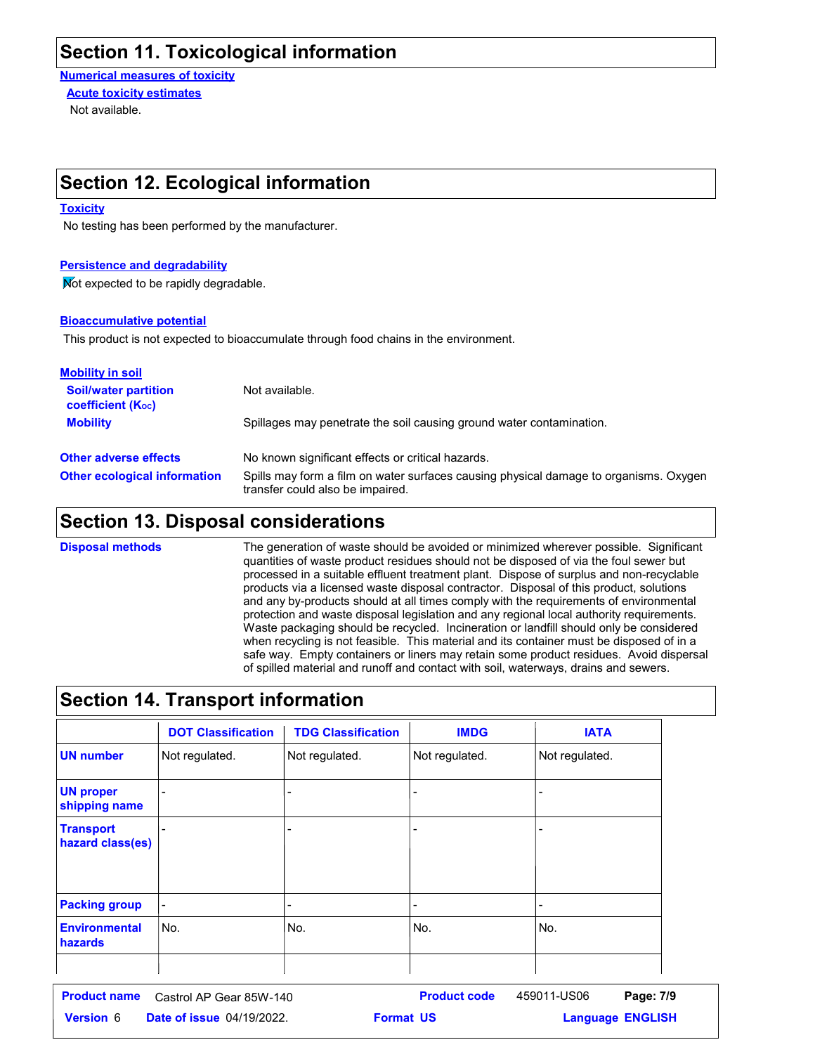## Section 11. Toxicological information

**Numerical measures of toxicity**

**Acute toxicity estimates**

Not available.

## Section 12. Ecological information

**Toxicity**

No testing has been performed by the manufacturer.

**Persistence and degradability**

Not expected to be rapidly degradable.

**Bioaccumulative potential**

This product is not expected to bioaccumulate through food chains in the environment.

**Mobility in soil**

**Soil/water partition coefficient ($K_{OC}$)**: Not available.

**Mobility**: Spillages may penetrate the soil causing ground water contamination.

**Other adverse effects**: No known significant effects or critical hazards.

**Other ecological information**: Spills may form a film on water surfaces causing physical damage to organisms. Oxygen transfer could also be impaired.

## Section 13. Disposal considerations

**Disposal methods**: The generation of waste should be avoided or minimized wherever possible. Significant quantities of waste product residues should not be disposed of via the foul sewer but processed in a suitable effluent treatment plant. Dispose of surplus and non-recyclable products via a licensed waste disposal contractor. Disposal of this product, solutions and any by-products should at all times comply with the requirements of environmental protection and waste disposal legislation and any regional local authority requirements. Waste packaging should be recycled. Incineration or landfill should only be considered when recycling is not feasible. This material and its container must be disposed of in a safe way. Empty containers or liners may retain some product residues. Avoid dispersal of spilled material and runoff and contact with soil, waterways, drains and sewers.

## Section 14. Transport information

| | DOT Classification | TDG Classification | IMDG | IATA |
|---|---|---|---|---|
| UN number | Not regulated. | Not regulated. | Not regulated. | Not regulated. |
| UN proper shipping name | - | - | - | - |
| Transport hazard class(es) | - | - | - | - |
| Packing group | - | - | - | - |
| Environmental hazards | No. | No. | No. | No. |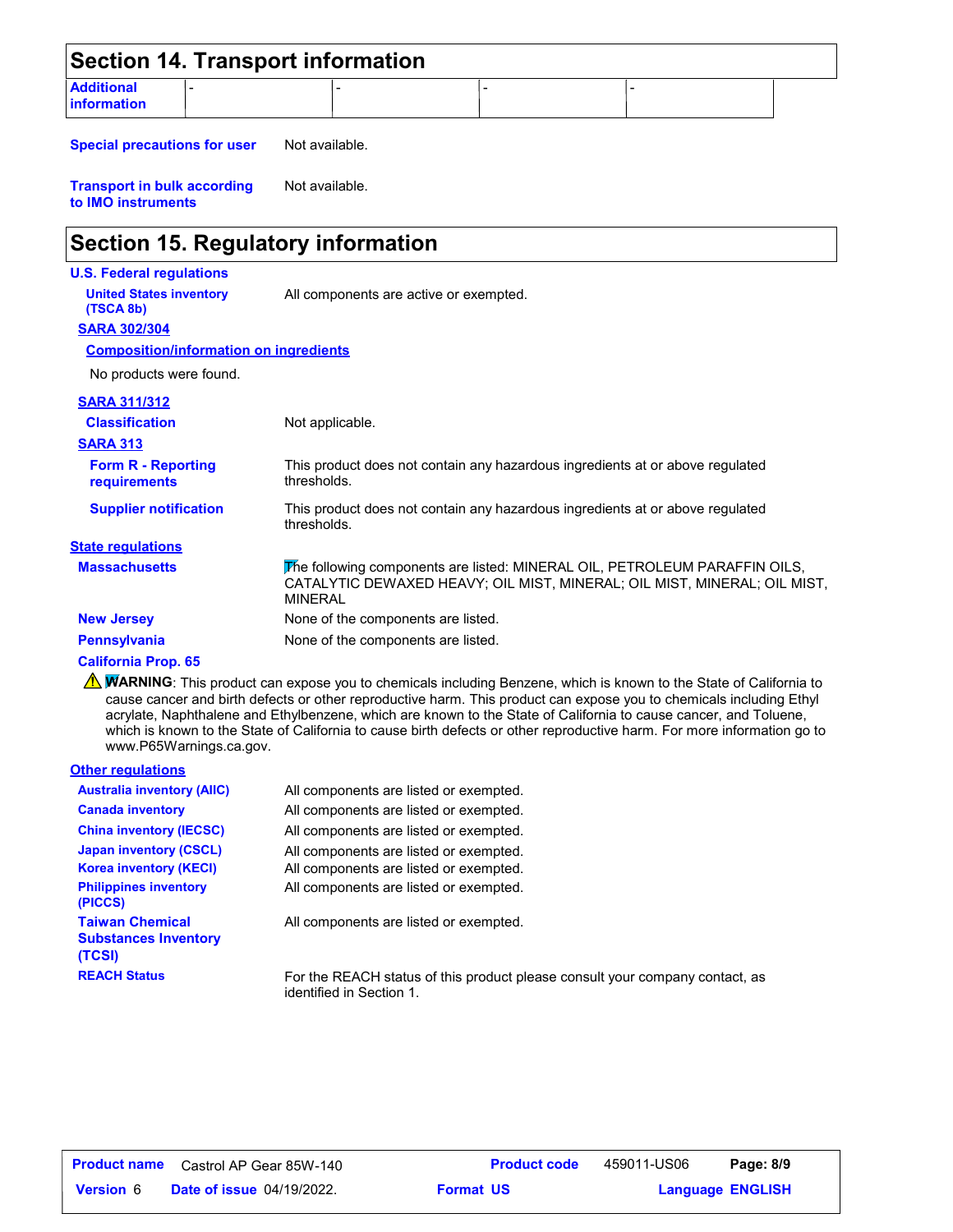## Section 14. Transport information

| Additional information | - | - | - | - |
|---|---|---|---|---|

**Special precautions for user** Not available.

**Transport in bulk according to IMO instruments** Not available.

## Section 15. Regulatory information

**U.S. Federal regulations**

**United States inventory (TSCA 8b)** All components are active or exempted.

**SARA 302/304**

**Composition/information on ingredients**

No products were found.

**SARA 311/312**

**Classification** Not applicable.

**SARA 313**

**Form R - Reporting requirements** This product does not contain any hazardous ingredients at or above regulated thresholds.

**Supplier notification** This product does not contain any hazardous ingredients at or above regulated thresholds.

**State regulations**

**Massachusetts** The following components are listed: MINERAL OIL, PETROLEUM PARAFFIN OILS, CATALYTIC DEWAXED HEAVY; OIL MIST, MINERAL; OIL MIST, MINERAL; OIL MIST, MINERAL

**New Jersey** None of the components are listed.

**Pennsylvania** None of the components are listed.

**California Prop. 65**

⚠ **WARNING**: This product can expose you to chemicals including Benzene, which is known to the State of California to cause cancer and birth defects or other reproductive harm. This product can expose you to chemicals including Ethyl acrylate, Naphthalene and Ethylbenzene, which are known to the State of California to cause cancer, and Toluene, which is known to the State of California to cause birth defects or other reproductive harm. For more information go to www.P65Warnings.ca.gov.

**Other regulations**

**Australia inventory (AIIC)** All components are listed or exempted.

**Canada inventory** All components are listed or exempted.

**China inventory (IECSC)** All components are listed or exempted.

**Japan inventory (CSCL)** All components are listed or exempted.

**Korea inventory (KECI)** All components are listed or exempted.

**Philippines inventory (PICCS)** All components are listed or exempted.

**Taiwan Chemical Substances Inventory (TCSI)** All components are listed or exempted.

**REACH Status** For the REACH status of this product please consult your company contact, as identified in Section 1.

| **Product name** | Castrol AP Gear 85W-140 | **Product code** | 459011-US06 |
|---|---|---|---|
| **Version** 6 | **Date of issue** 04/19/2022. | **Format** US | **Language** ENGLISH |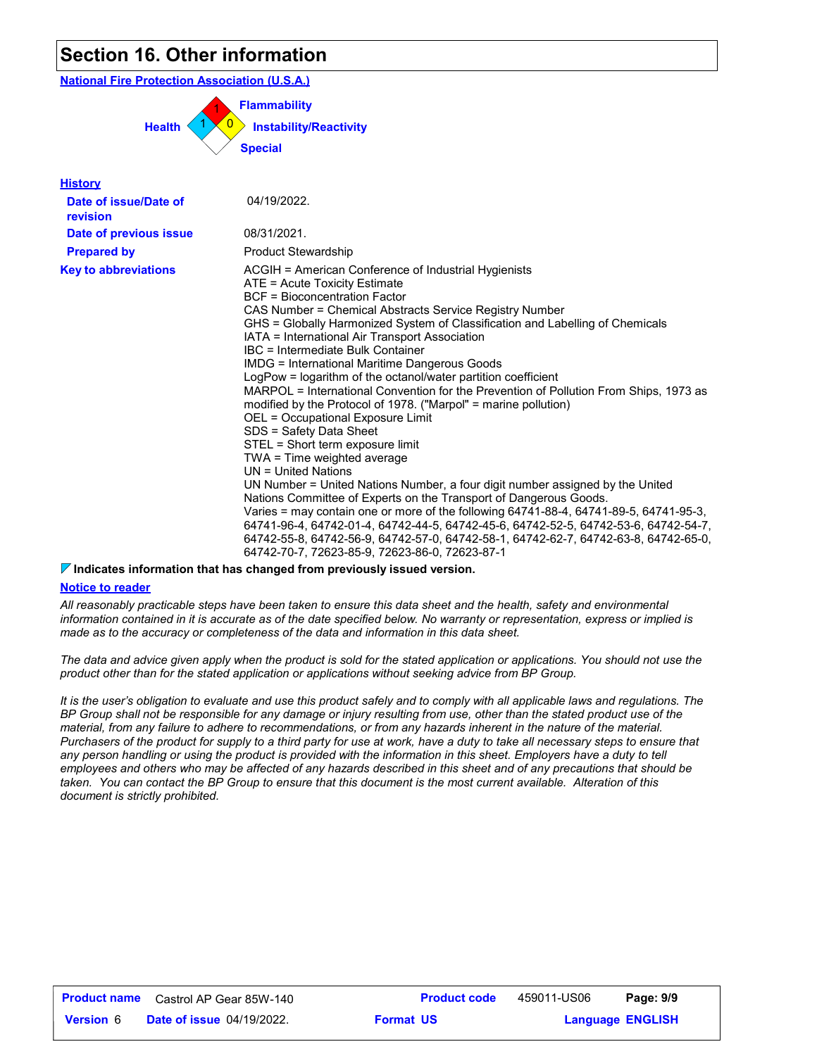# Section 16. Other information

**National Fire Protection Association (U.S.A.)**

Flammability: 1
Health: 1
Instability/Reactivity: 0
Special

**History**

| | |
|---|---|
| **Date of issue/Date of revision** | 04/19/2022. |
| **Date of previous issue** | 08/31/2021. |
| **Prepared by** | Product Stewardship |

**Key to abbreviations**

ACGIH = American Conference of Industrial Hygienists
ATE = Acute Toxicity Estimate
BCF = Bioconcentration Factor
CAS Number = Chemical Abstracts Service Registry Number
GHS = Globally Harmonized System of Classification and Labelling of Chemicals
IATA = International Air Transport Association
IBC = Intermediate Bulk Container
IMDG = International Maritime Dangerous Goods
LogPow = logarithm of the octanol/water partition coefficient
MARPOL = International Convention for the Prevention of Pollution From Ships, 1973 as modified by the Protocol of 1978. ("Marpol" = marine pollution)
OEL = Occupational Exposure Limit
SDS = Safety Data Sheet
STEL = Short term exposure limit
TWA = Time weighted average
UN = United Nations
UN Number = United Nations Number, a four digit number assigned by the United Nations Committee of Experts on the Transport of Dangerous Goods.
Varies = may contain one or more of the following 64741-88-4, 64741-89-5, 64741-95-3, 64741-96-4, 64742-01-4, 64742-44-5, 64742-45-6, 64742-52-5, 64742-53-6, 64742-54-7, 64742-55-8, 64742-56-9, 64742-57-0, 64742-58-1, 64742-62-7, 64742-63-8, 64742-65-0, 64742-70-7, 72623-85-9, 72623-86-0, 72623-87-1

**Indicates information that has changed from previously issued version.**

**Notice to reader**

*All reasonably practicable steps have been taken to ensure this data sheet and the health, safety and environmental information contained in it is accurate as of the date specified below. No warranty or representation, express or implied is made as to the accuracy or completeness of the data and information in this data sheet.*

*The data and advice given apply when the product is sold for the stated application or applications. You should not use the product other than for the stated application or applications without seeking advice from BP Group.*

*It is the user's obligation to evaluate and use this product safely and to comply with all applicable laws and regulations. The BP Group shall not be responsible for any damage or injury resulting from use, other than the stated product use of the material, from any failure to adhere to recommendations, or from any hazards inherent in the nature of the material. Purchasers of the product for supply to a third party for use at work, have a duty to take all necessary steps to ensure that any person handling or using the product is provided with the information in this sheet. Employers have a duty to tell employees and others who may be affected of any hazards described in this sheet and of any precautions that should be taken. You can contact the BP Group to ensure that this document is the most current available. Alteration of this document is strictly prohibited.*